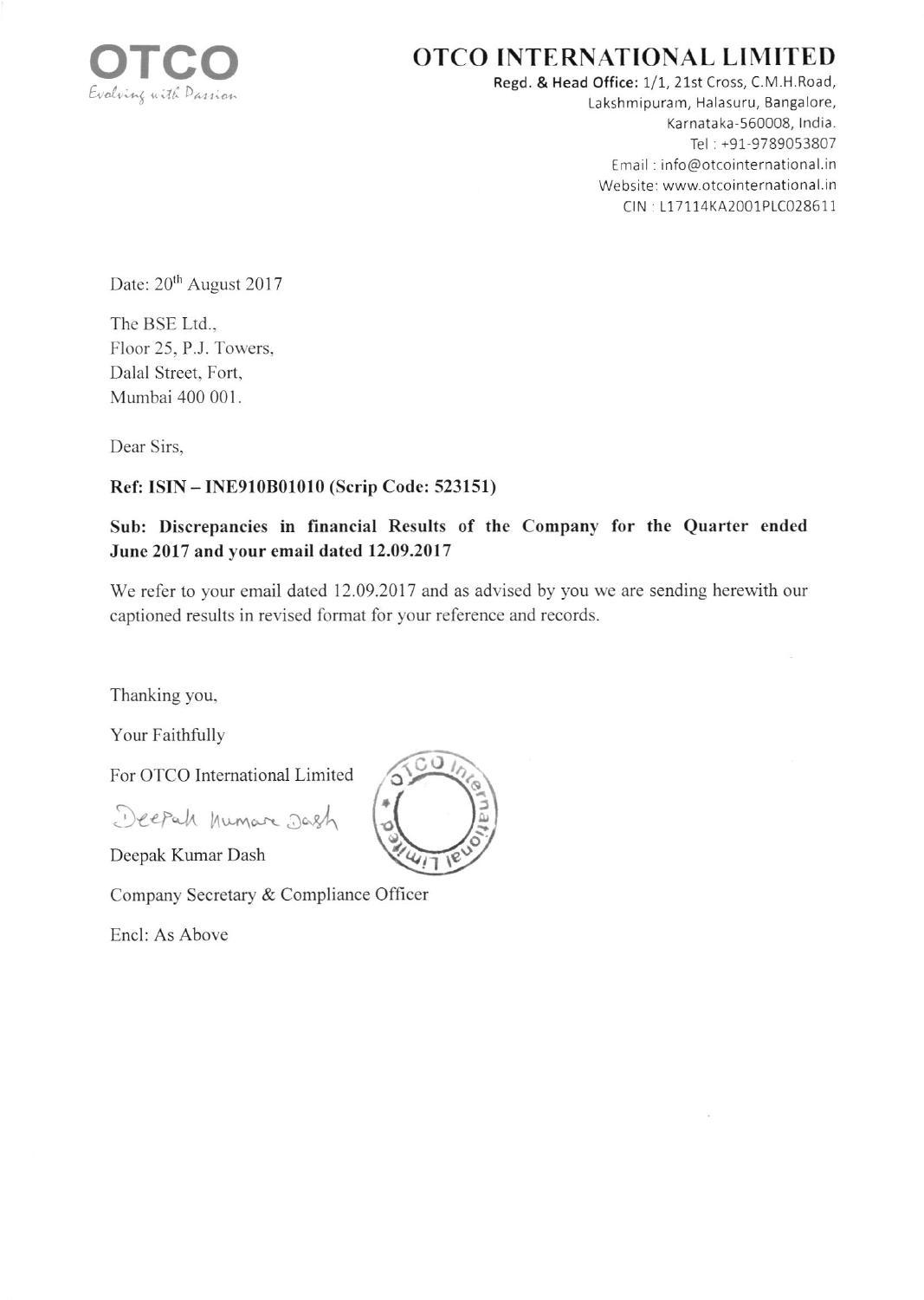# OTCO INTERNATIONAL LIMITED

**Regd. & Head Office:** 1/1, 21st Cross, C.M.H.Road,
Lakshmipuram, Halasuru, Bangalore,
Karnataka-560008, India.
Tel : +91-9789053807
Email : info@otcointernational.in
Website: www.otcointernational.in
CIN : L17114KA2001PLC028611

Date: 20th August 2017

The BSE Ltd.,
Floor 25, P.J. Towers,
Dalal Street, Fort,
Mumbai 400 001.

Dear Sirs,

**Ref: ISIN – INE910B01010 (Scrip Code: 523151)**

**Sub: Discrepancies in financial Results of the Company for the Quarter ended June 2017 and your email dated 12.09.2017**

We refer to your email dated 12.09.2017 and as advised by you we are sending herewith our captioned results in revised format for your reference and records.

Thanking you,

Your Faithfully

For OTCO International Limited

Deepak Kumar Dash

Company Secretary & Compliance Officer

Encl: As Above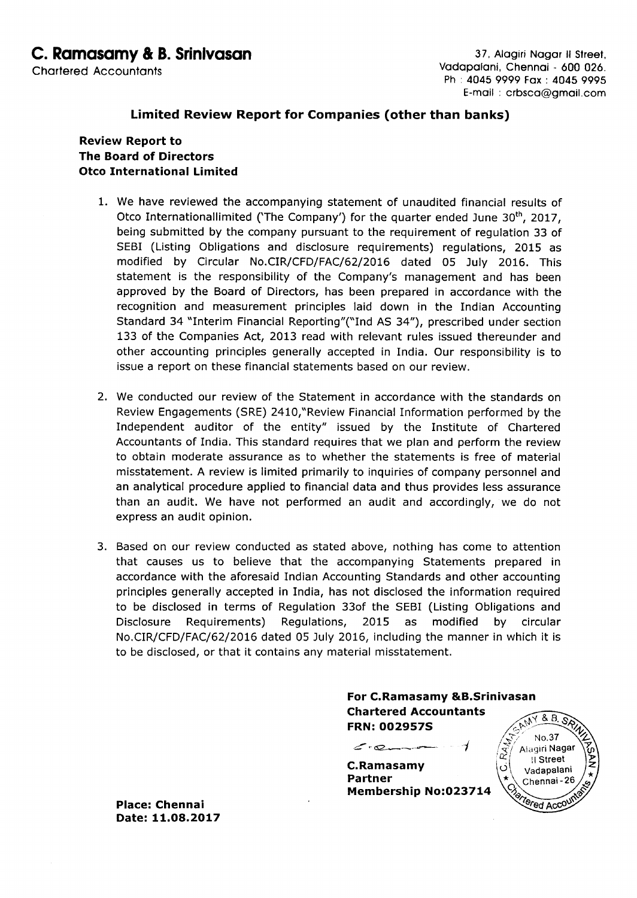# C. Ramasamy & B. Srinivasan

Chartered Accountants

37, Alagiri Nagar II Street,
Vadapalani, Chennai - 600 026.
Ph : 4045 9999 Fax : 4045 9995
E-mail : crbsca@gmail.com

## Limited Review Report for Companies (other than banks)

**Review Report to**
**The Board of Directors**
**Otco International Limited**

1. We have reviewed the accompanying statement of unaudited financial results of Otco Internationallimited ('The Company') for the quarter ended June 30th, 2017, being submitted by the company pursuant to the requirement of regulation 33 of SEBI (Listing Obligations and disclosure requirements) regulations, 2015 as modified by Circular No.CIR/CFD/FAC/62/2016 dated 05 July 2016. This statement is the responsibility of the Company's management and has been approved by the Board of Directors, has been prepared in accordance with the recognition and measurement principles laid down in the Indian Accounting Standard 34 "Interim Financial Reporting"("Ind AS 34"), prescribed under section 133 of the Companies Act, 2013 read with relevant rules issued thereunder and other accounting principles generally accepted in India. Our responsibility is to issue a report on these financial statements based on our review.

2. We conducted our review of the Statement in accordance with the standards on Review Engagements (SRE) 2410,"Review Financial Information performed by the Independent auditor of the entity" issued by the Institute of Chartered Accountants of India. This standard requires that we plan and perform the review to obtain moderate assurance as to whether the statements is free of material misstatement. A review is limited primarily to inquiries of company personnel and an analytical procedure applied to financial data and thus provides less assurance than an audit. We have not performed an audit and accordingly, we do not express an audit opinion.

3. Based on our review conducted as stated above, nothing has come to attention that causes us to believe that the accompanying Statements prepared in accordance with the aforesaid Indian Accounting Standards and other accounting principles generally accepted in India, has not disclosed the information required to be disclosed in terms of Regulation 33of the SEBI (Listing Obligations and Disclosure Requirements) Regulations, 2015 as modified by circular No.CIR/CFD/FAC/62/2016 dated 05 July 2016, including the manner in which it is to be disclosed, or that it contains any material misstatement.

**For C.Ramasamy &B.Srinivasan**
**Chartered Accountants**
**FRN: 002957S**

**C.Ramasamy**
**Partner**
**Membership No:023714**

**Place: Chennai**
**Date: 11.08.2017**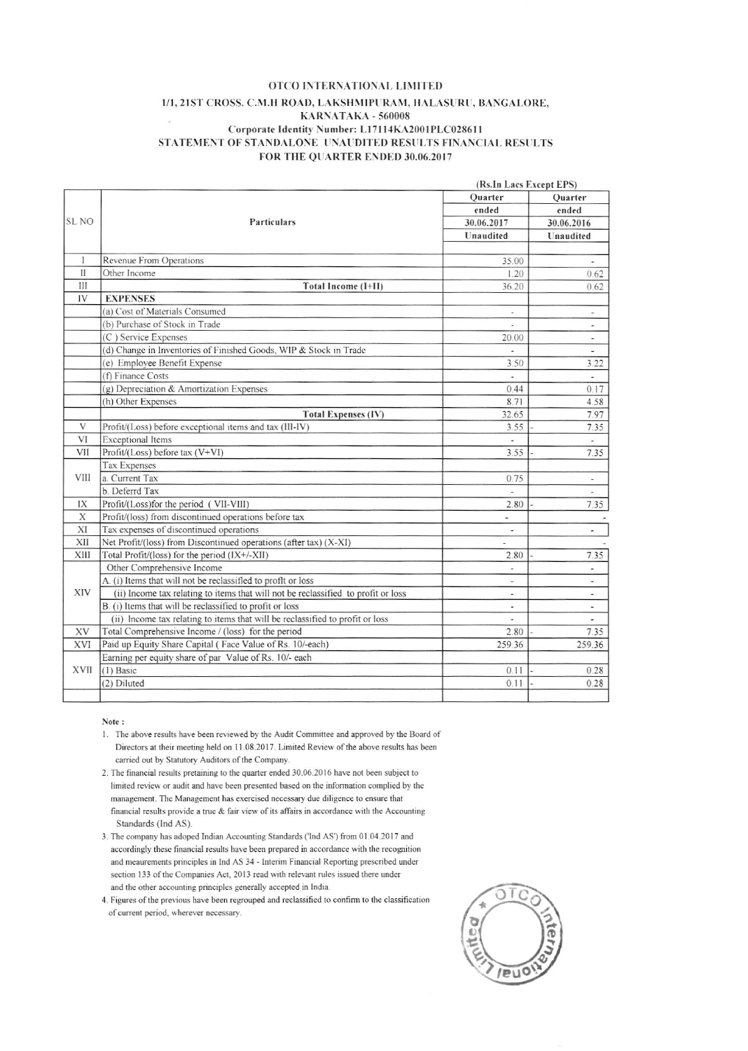# OTCO INTERNATIONAL LIMITED

**1/1, 21ST CROSS, C.M.H ROAD, LAKSHMIPURAM, HALASURU, BANGALORE, KARNATAKA - 560008**

**Corporate Identity Number: L17114KA2001PLC028611**

**STATEMENT OF STANDALONE UNAUDITED RESULTS FINANCIAL RESULTS FOR THE QUARTER ENDED 30.06.2017**

**(Rs.In Lacs Except EPS)**

| SL NO | Particulars | Quarter ended 30.06.2017 Unaudited | Quarter ended 30.06.2016 Unaudited |
|---|---|---|---|
| I | Revenue From Operations | 35.00 | - |
| II | Other Income | 1.20 | 0.62 |
| III | **Total Income (I+II)** | 36.20 | 0.62 |
| IV | **EXPENSES** | | |
| | (a) Cost of Materials Consumed | - | - |
| | (b) Purchase of Stock in Trade | - | - |
| | (C ) Service Expenses | 20.00 | - |
| | (d) Change in Inventories of Finished Goods, WIP & Stock in Trade | - | - |
| | (e) Employee Benefit Expense | 3.50 | 3.22 |
| | (f) Finance Costs | - | - |
| | (g) Depreciation & Amortization Expenses | 0.44 | 0.17 |
| | (h) Other Expenses | 8.71 | 4.58 |
| | **Total Expenses (IV)** | 32.65 | 7.97 |
| V | Profit/(Loss) before exceptional items and tax (III-IV) | 3.55 | - 7.35 |
| VI | Exceptional Items | - | - |
| VII | Profit/(Loss) before tax (V+VI) | 3.55 | - 7.35 |
| VIII | Tax Expenses | | |
| | a. Current Tax | 0.75 | - |
| | b. Deferrd Tax | - | - |
| IX | Profit/(Loss)for the period ( VII-VIII) | 2.80 | - 7.35 |
| X | Profit/(loss) from discontinued operations before tax | - | - |
| XI | Tax expenses of discontinued operations | - | - |
| XII | Net Profit/(loss) from Discontinued operations (after tax) (X-XI) | - | - |
| XIII | Total Profit/(loss) for the period (IX+/-XII) | 2.80 | - 7.35 |
| XIV | Other Comprehensive Income | - | - |
| | A. (i) Items that will not be reclassified to profit or loss | - | - |
| | (ii) Income tax relating to items that will not be reclassified to profit or loss | - | - |
| | B. (i) Items that will be reclassified to profit or loss | - | - |
| | (ii) Income tax relating to items that will be reclassified to profit or loss | - | - |
| XV | Total Comprehensive Income / (loss) for the period | 2.80 | - 7.35 |
| XVI | Paid up Equity Share Capital ( Face Value of Rs. 10/-each) | 259.36 | 259.36 |
| XVII | Earning per equity share of par Value of Rs. 10/- each | | |
| | (1) Basic | 0.11 | - 0.28 |
| | (2) Diluted | 0.11 | - 0.28 |

**Note :**

1. The above results have been reviewed by the Audit Committee and approved by the Board of Directors at their meeting held on 11.08.2017. Limited Review of the above results has been carried out by Statutory Auditors of the Company.
2. The financial results pretaining to the quarter ended 30.06.2016 have not been subject to limited review or audit and have been presented based on the information complied by the management. The Management has exercised necessary due diligence to ensure that financial results provide a true & fair view of its affairs in accordance with the Accounting Standards (Ind AS).
3. The company has adoped Indian Accounting Standards ('Ind AS') from 01.04.2017 and accordingly these financial results have been prepared in accordance with the recognition and meaurements principles in Ind AS 34 - Interim Financial Reporting prescribed under section 133 of the Companies Act, 2013 read with relevant rules issued there under and the other accounting principles generally accepted in India.
4. Figures of the previous have been regrouped and reclassified to confirm to the classification of current period, wherever necessary.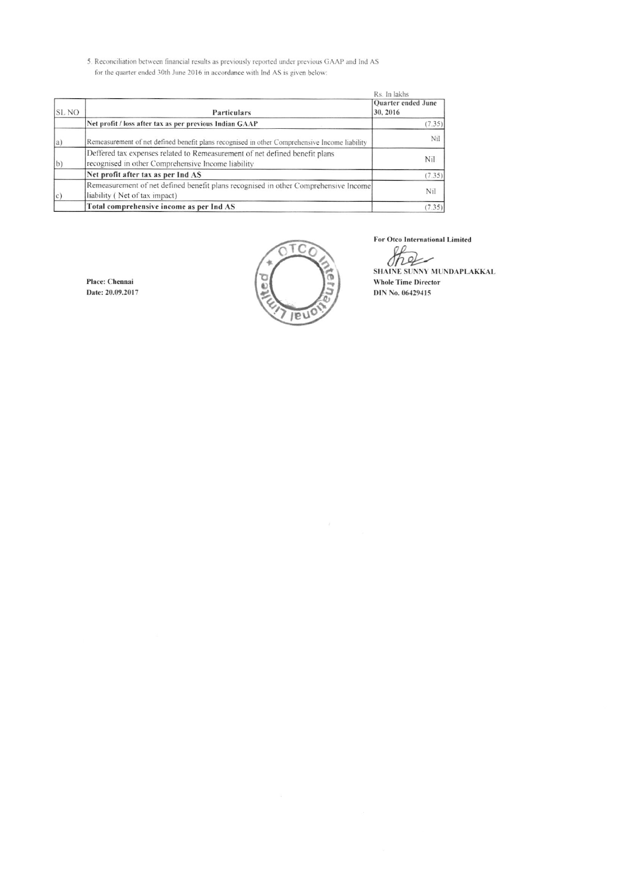5. Reconciliation between financial results as previously reported under previous GAAP and Ind AS for the quarter ended 30th June 2016 in accordance with Ind AS is given below:

Rs. In lakhs

| SL NO | Particulars | Quarter ended June 30, 2016 |
|---|---|---|
| | **Net profit / loss after tax as per previous Indian GAAP** | (7.35) |
| a) | Remeasurement of net defined benefit plans recognised in other Comprehensive Income liability | Nil |
| b) | Deffered tax expenses related to Remeasurement of net defined benefit plans recognised in other Comprehensive Income liability | Nil |
| | **Net profit after tax as per Ind AS** | (7.35) |
| c) | Remeasurement of net defined benefit plans recognised in other Comprehensive Income liability ( Net of tax impact) | Nil |
| | **Total comprehensive income as per Ind AS** | (7.35) |

**Place: Chennai**
**Date: 20.09.2017**

**For Otco International Limited**

**SHAINE SUNNY MUNDAPLAKKAL**
**Whole Time Director**
**DIN No. 06429415**